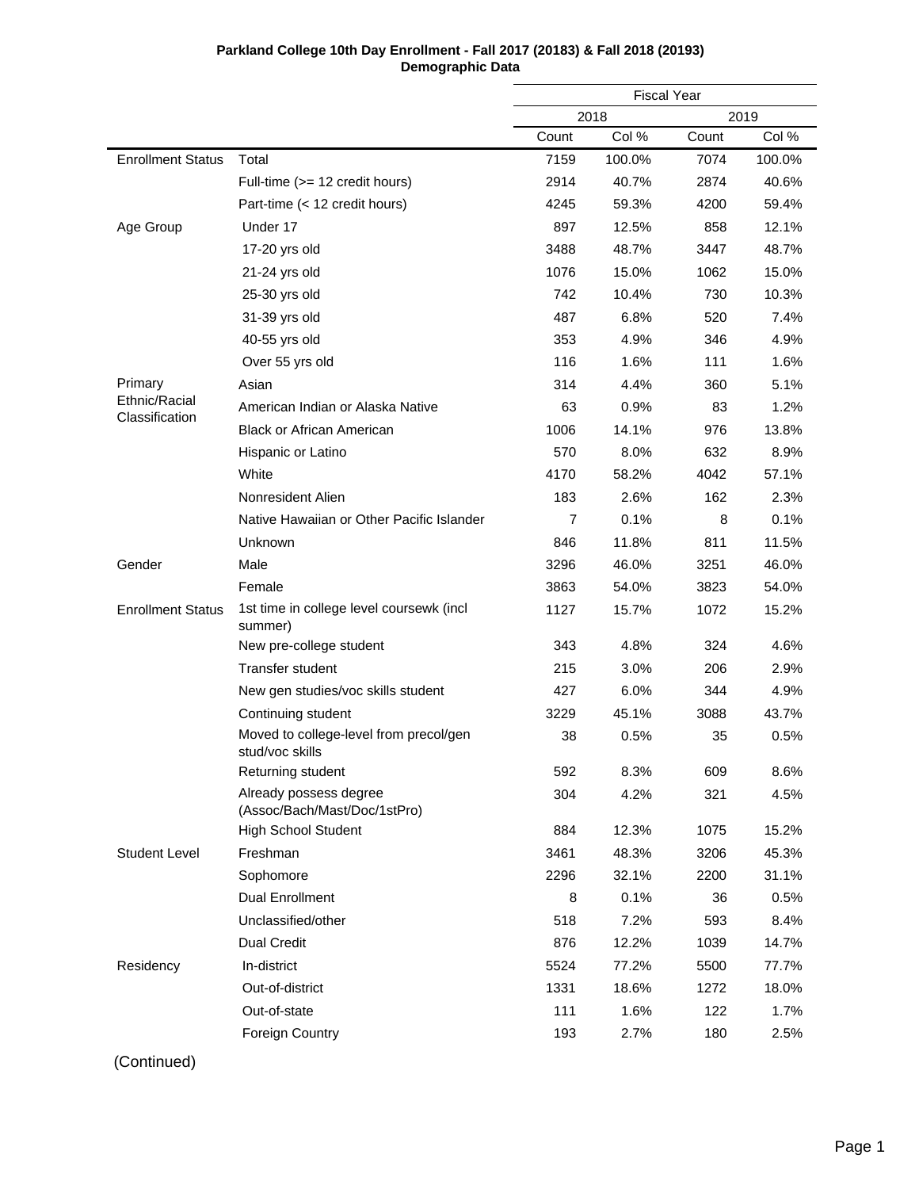**Parkland College 10th Day Enrollment - Fall 2017 (20183) & Fall 2018 (20193)**
**Demographic Data**

| | | Fiscal Year | | | |
|---|---|---|---|---|---|
| | | 2018 | | 2019 | |
| | | Count | Col % | Count | Col % |
| Enrollment Status | Total | 7159 | 100.0% | 7074 | 100.0% |
| | Full-time (>= 12 credit hours) | 2914 | 40.7% | 2874 | 40.6% |
| | Part-time (< 12 credit hours) | 4245 | 59.3% | 4200 | 59.4% |
| Age Group | Under 17 | 897 | 12.5% | 858 | 12.1% |
| | 17-20 yrs old | 3488 | 48.7% | 3447 | 48.7% |
| | 21-24 yrs old | 1076 | 15.0% | 1062 | 15.0% |
| | 25-30 yrs old | 742 | 10.4% | 730 | 10.3% |
| | 31-39 yrs old | 487 | 6.8% | 520 | 7.4% |
| | 40-55 yrs old | 353 | 4.9% | 346 | 4.9% |
| | Over 55 yrs old | 116 | 1.6% | 111 | 1.6% |
| Primary Ethnic/Racial Classification | Asian | 314 | 4.4% | 360 | 5.1% |
| | American Indian or Alaska Native | 63 | 0.9% | 83 | 1.2% |
| | Black or African American | 1006 | 14.1% | 976 | 13.8% |
| | Hispanic or Latino | 570 | 8.0% | 632 | 8.9% |
| | White | 4170 | 58.2% | 4042 | 57.1% |
| | Nonresident Alien | 183 | 2.6% | 162 | 2.3% |
| | Native Hawaiian or Other Pacific Islander | 7 | 0.1% | 8 | 0.1% |
| | Unknown | 846 | 11.8% | 811 | 11.5% |
| Gender | Male | 3296 | 46.0% | 3251 | 46.0% |
| | Female | 3863 | 54.0% | 3823 | 54.0% |
| Enrollment Status | 1st time in college level coursewk (incl summer) | 1127 | 15.7% | 1072 | 15.2% |
| | New pre-college student | 343 | 4.8% | 324 | 4.6% |
| | Transfer student | 215 | 3.0% | 206 | 2.9% |
| | New gen studies/voc skills student | 427 | 6.0% | 344 | 4.9% |
| | Continuing student | 3229 | 45.1% | 3088 | 43.7% |
| | Moved to college-level from precol/gen stud/voc skills | 38 | 0.5% | 35 | 0.5% |
| | Returning student | 592 | 8.3% | 609 | 8.6% |
| | Already possess degree (Assoc/Bach/Mast/Doc/1stPro) | 304 | 4.2% | 321 | 4.5% |
| | High School Student | 884 | 12.3% | 1075 | 15.2% |
| Student Level | Freshman | 3461 | 48.3% | 3206 | 45.3% |
| | Sophomore | 2296 | 32.1% | 2200 | 31.1% |
| | Dual Enrollment | 8 | 0.1% | 36 | 0.5% |
| | Unclassified/other | 518 | 7.2% | 593 | 8.4% |
| | Dual Credit | 876 | 12.2% | 1039 | 14.7% |
| Residency | In-district | 5524 | 77.2% | 5500 | 77.7% |
| | Out-of-district | 1331 | 18.6% | 1272 | 18.0% |
| | Out-of-state | 111 | 1.6% | 122 | 1.7% |
| | Foreign Country | 193 | 2.7% | 180 | 2.5% |

(Continued)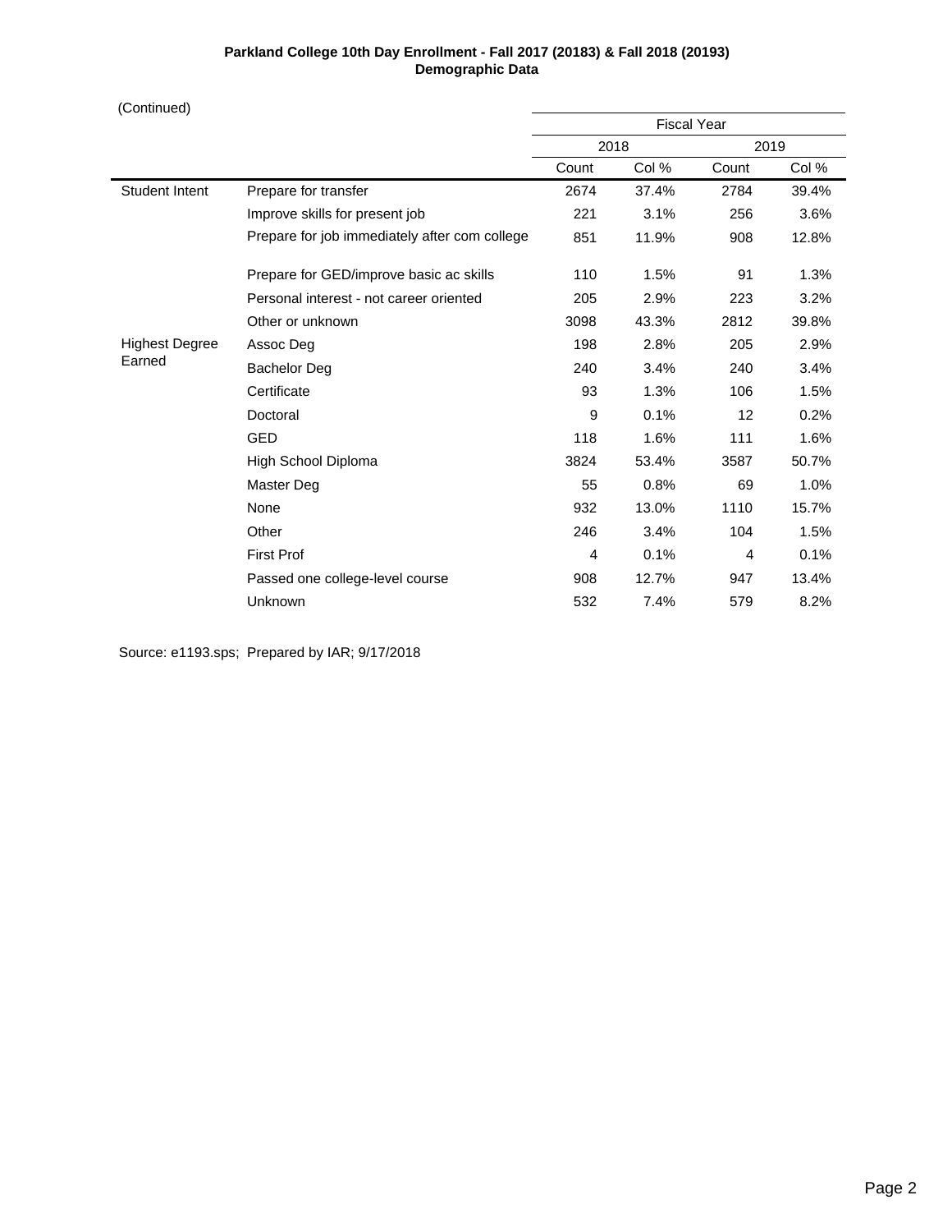**Parkland College 10th Day Enrollment - Fall 2017 (20183) & Fall 2018 (20193)**
**Demographic Data**

(Continued)

| | | Fiscal Year | | | |
|---|---|---|---|---|---|
| | | 2018 | | 2019 | |
| | | Count | Col % | Count | Col % |
| Student Intent | Prepare for transfer | 2674 | 37.4% | 2784 | 39.4% |
| | Improve skills for present job | 221 | 3.1% | 256 | 3.6% |
| | Prepare for job immediately after com college | 851 | 11.9% | 908 | 12.8% |
| | Prepare for GED/improve basic ac skills | 110 | 1.5% | 91 | 1.3% |
| | Personal interest - not career oriented | 205 | 2.9% | 223 | 3.2% |
| | Other or unknown | 3098 | 43.3% | 2812 | 39.8% |
| Highest Degree Earned | Assoc Deg | 198 | 2.8% | 205 | 2.9% |
| | Bachelor Deg | 240 | 3.4% | 240 | 3.4% |
| | Certificate | 93 | 1.3% | 106 | 1.5% |
| | Doctoral | 9 | 0.1% | 12 | 0.2% |
| | GED | 118 | 1.6% | 111 | 1.6% |
| | High School Diploma | 3824 | 53.4% | 3587 | 50.7% |
| | Master Deg | 55 | 0.8% | 69 | 1.0% |
| | None | 932 | 13.0% | 1110 | 15.7% |
| | Other | 246 | 3.4% | 104 | 1.5% |
| | First Prof | 4 | 0.1% | 4 | 0.1% |
| | Passed one college-level course | 908 | 12.7% | 947 | 13.4% |
| | Unknown | 532 | 7.4% | 579 | 8.2% |

Source: e1193.sps; Prepared by IAR; 9/17/2018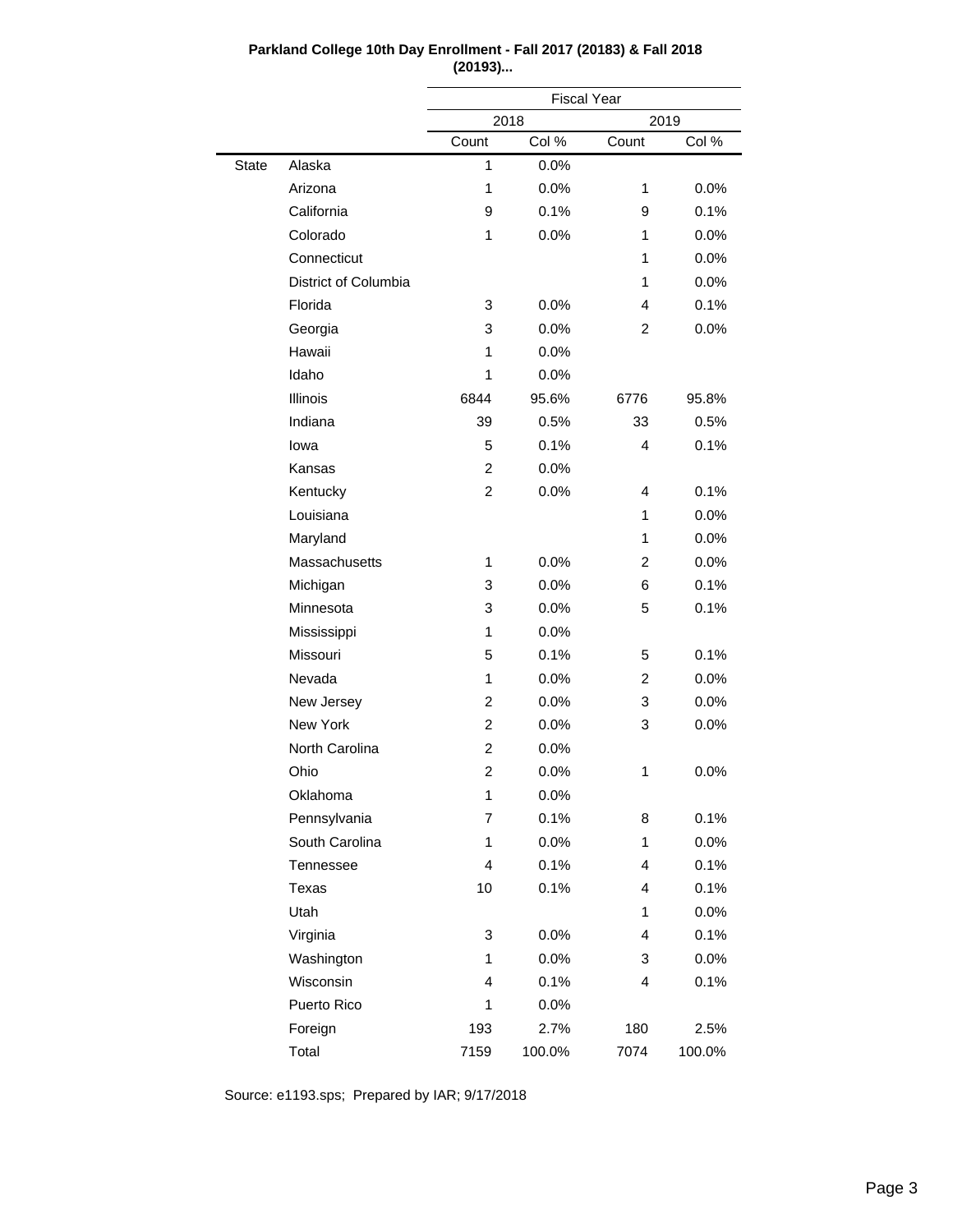**Parkland College 10th Day Enrollment - Fall 2017 (20183) & Fall 2018 (20193)...**

| | | Fiscal Year | | | |
|---|---|---|---|---|---|
| | | 2018 | | 2019 | |
| | | Count | Col % | Count | Col % |
| State | Alaska | 1 | 0.0% | | |
| | Arizona | 1 | 0.0% | 1 | 0.0% |
| | California | 9 | 0.1% | 9 | 0.1% |
| | Colorado | 1 | 0.0% | 1 | 0.0% |
| | Connecticut | | | 1 | 0.0% |
| | District of Columbia | | | 1 | 0.0% |
| | Florida | 3 | 0.0% | 4 | 0.1% |
| | Georgia | 3 | 0.0% | 2 | 0.0% |
| | Hawaii | 1 | 0.0% | | |
| | Idaho | 1 | 0.0% | | |
| | Illinois | 6844 | 95.6% | 6776 | 95.8% |
| | Indiana | 39 | 0.5% | 33 | 0.5% |
| | Iowa | 5 | 0.1% | 4 | 0.1% |
| | Kansas | 2 | 0.0% | | |
| | Kentucky | 2 | 0.0% | 4 | 0.1% |
| | Louisiana | | | 1 | 0.0% |
| | Maryland | | | 1 | 0.0% |
| | Massachusetts | 1 | 0.0% | 2 | 0.0% |
| | Michigan | 3 | 0.0% | 6 | 0.1% |
| | Minnesota | 3 | 0.0% | 5 | 0.1% |
| | Mississippi | 1 | 0.0% | | |
| | Missouri | 5 | 0.1% | 5 | 0.1% |
| | Nevada | 1 | 0.0% | 2 | 0.0% |
| | New Jersey | 2 | 0.0% | 3 | 0.0% |
| | New York | 2 | 0.0% | 3 | 0.0% |
| | North Carolina | 2 | 0.0% | | |
| | Ohio | 2 | 0.0% | 1 | 0.0% |
| | Oklahoma | 1 | 0.0% | | |
| | Pennsylvania | 7 | 0.1% | 8 | 0.1% |
| | South Carolina | 1 | 0.0% | 1 | 0.0% |
| | Tennessee | 4 | 0.1% | 4 | 0.1% |
| | Texas | 10 | 0.1% | 4 | 0.1% |
| | Utah | | | 1 | 0.0% |
| | Virginia | 3 | 0.0% | 4 | 0.1% |
| | Washington | 1 | 0.0% | 3 | 0.0% |
| | Wisconsin | 4 | 0.1% | 4 | 0.1% |
| | Puerto Rico | 1 | 0.0% | | |
| | Foreign | 193 | 2.7% | 180 | 2.5% |
| | Total | 7159 | 100.0% | 7074 | 100.0% |

Source: e1193.sps; Prepared by IAR; 9/17/2018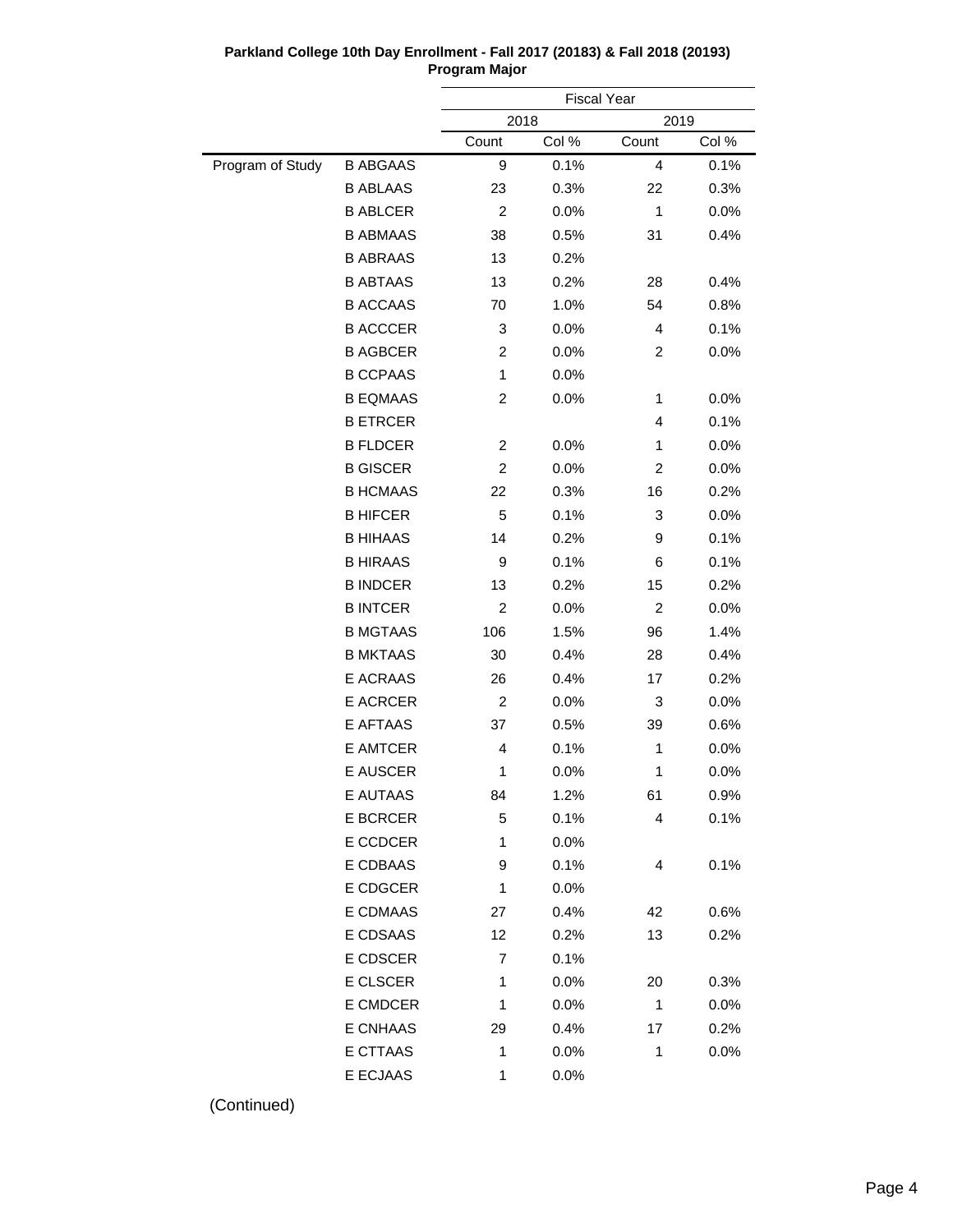**Parkland College 10th Day Enrollment - Fall 2017 (20183) & Fall 2018 (20193)**
**Program Major**

| | | Fiscal Year | | | |
|---|---|---|---|---|---|
| | | 2018 | | 2019 | |
| | | Count | Col % | Count | Col % |
| Program of Study | B ABGAAS | 9 | 0.1% | 4 | 0.1% |
| | B ABLAAS | 23 | 0.3% | 22 | 0.3% |
| | B ABLCER | 2 | 0.0% | 1 | 0.0% |
| | B ABMAAS | 38 | 0.5% | 31 | 0.4% |
| | B ABRAAS | 13 | 0.2% | | |
| | B ABTAAS | 13 | 0.2% | 28 | 0.4% |
| | B ACCAAS | 70 | 1.0% | 54 | 0.8% |
| | B ACCCER | 3 | 0.0% | 4 | 0.1% |
| | B AGBCER | 2 | 0.0% | 2 | 0.0% |
| | B CCPAAS | 1 | 0.0% | | |
| | B EQMAAS | 2 | 0.0% | 1 | 0.0% |
| | B ETRCER | | | 4 | 0.1% |
| | B FLDCER | 2 | 0.0% | 1 | 0.0% |
| | B GISCER | 2 | 0.0% | 2 | 0.0% |
| | B HCMAAS | 22 | 0.3% | 16 | 0.2% |
| | B HIFCER | 5 | 0.1% | 3 | 0.0% |
| | B HIHAAS | 14 | 0.2% | 9 | 0.1% |
| | B HIRAAS | 9 | 0.1% | 6 | 0.1% |
| | B INDCER | 13 | 0.2% | 15 | 0.2% |
| | B INTCER | 2 | 0.0% | 2 | 0.0% |
| | B MGTAAS | 106 | 1.5% | 96 | 1.4% |
| | B MKTAAS | 30 | 0.4% | 28 | 0.4% |
| | E ACRAAS | 26 | 0.4% | 17 | 0.2% |
| | E ACRCER | 2 | 0.0% | 3 | 0.0% |
| | E AFTAAS | 37 | 0.5% | 39 | 0.6% |
| | E AMTCER | 4 | 0.1% | 1 | 0.0% |
| | E AUSCER | 1 | 0.0% | 1 | 0.0% |
| | E AUTAAS | 84 | 1.2% | 61 | 0.9% |
| | E BCRCER | 5 | 0.1% | 4 | 0.1% |
| | E CCDCER | 1 | 0.0% | | |
| | E CDBAAS | 9 | 0.1% | 4 | 0.1% |
| | E CDGCER | 1 | 0.0% | | |
| | E CDMAAS | 27 | 0.4% | 42 | 0.6% |
| | E CDSAAS | 12 | 0.2% | 13 | 0.2% |
| | E CDSCER | 7 | 0.1% | | |
| | E CLSCER | 1 | 0.0% | 20 | 0.3% |
| | E CMDCER | 1 | 0.0% | 1 | 0.0% |
| | E CNHAAS | 29 | 0.4% | 17 | 0.2% |
| | E CTTAAS | 1 | 0.0% | 1 | 0.0% |
| | E ECJAAS | 1 | 0.0% | | |

(Continued)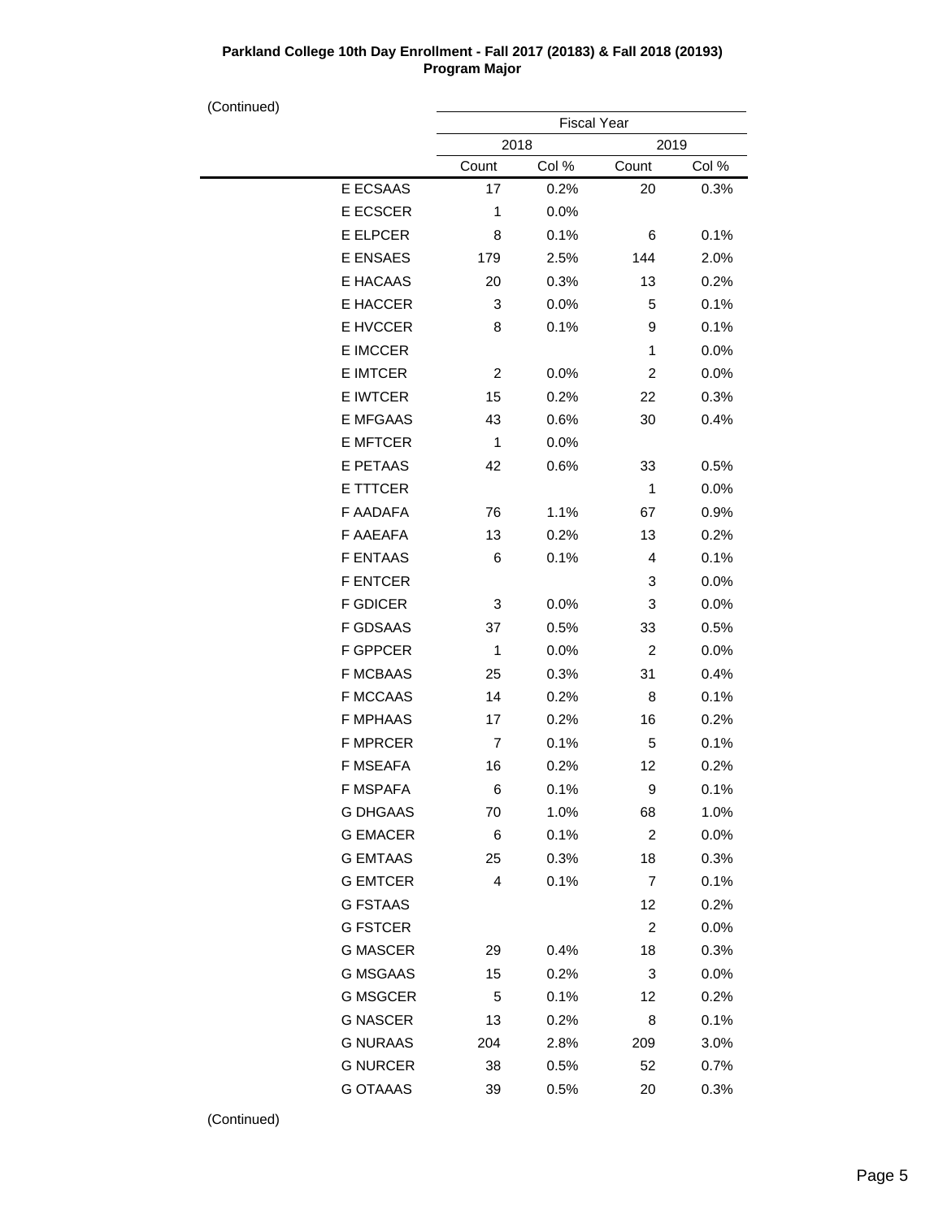**Parkland College 10th Day Enrollment - Fall 2017 (20183) & Fall 2018 (20193)**
**Program Major**

(Continued)

| | Fiscal Year | | | |
|---|---|---|---|---|
| | 2018 | | 2019 | |
| | Count | Col % | Count | Col % |
| E ECSAAS | 17 | 0.2% | 20 | 0.3% |
| E ECSCER | 1 | 0.0% | | |
| E ELPCER | 8 | 0.1% | 6 | 0.1% |
| E ENSAES | 179 | 2.5% | 144 | 2.0% |
| E HACAAS | 20 | 0.3% | 13 | 0.2% |
| E HACCER | 3 | 0.0% | 5 | 0.1% |
| E HVCCER | 8 | 0.1% | 9 | 0.1% |
| E IMCCER | | | 1 | 0.0% |
| E IMTCER | 2 | 0.0% | 2 | 0.0% |
| E IWTCER | 15 | 0.2% | 22 | 0.3% |
| E MFGAAS | 43 | 0.6% | 30 | 0.4% |
| E MFTCER | 1 | 0.0% | | |
| E PETAAS | 42 | 0.6% | 33 | 0.5% |
| E TTTCER | | | 1 | 0.0% |
| F AADAFA | 76 | 1.1% | 67 | 0.9% |
| F AAEAFA | 13 | 0.2% | 13 | 0.2% |
| F ENTAAS | 6 | 0.1% | 4 | 0.1% |
| F ENTCER | | | 3 | 0.0% |
| F GDICER | 3 | 0.0% | 3 | 0.0% |
| F GDSAAS | 37 | 0.5% | 33 | 0.5% |
| F GPPCER | 1 | 0.0% | 2 | 0.0% |
| F MCBAAS | 25 | 0.3% | 31 | 0.4% |
| F MCCAAS | 14 | 0.2% | 8 | 0.1% |
| F MPHAAS | 17 | 0.2% | 16 | 0.2% |
| F MPRCER | 7 | 0.1% | 5 | 0.1% |
| F MSEAFA | 16 | 0.2% | 12 | 0.2% |
| F MSPAFA | 6 | 0.1% | 9 | 0.1% |
| G DHGAAS | 70 | 1.0% | 68 | 1.0% |
| G EMACER | 6 | 0.1% | 2 | 0.0% |
| G EMTAAS | 25 | 0.3% | 18 | 0.3% |
| G EMTCER | 4 | 0.1% | 7 | 0.1% |
| G FSTAAS | | | 12 | 0.2% |
| G FSTCER | | | 2 | 0.0% |
| G MASCER | 29 | 0.4% | 18 | 0.3% |
| G MSGAAS | 15 | 0.2% | 3 | 0.0% |
| G MSGCER | 5 | 0.1% | 12 | 0.2% |
| G NASCER | 13 | 0.2% | 8 | 0.1% |
| G NURAAS | 204 | 2.8% | 209 | 3.0% |
| G NURCER | 38 | 0.5% | 52 | 0.7% |
| G OTAAAS | 39 | 0.5% | 20 | 0.3% |

(Continued)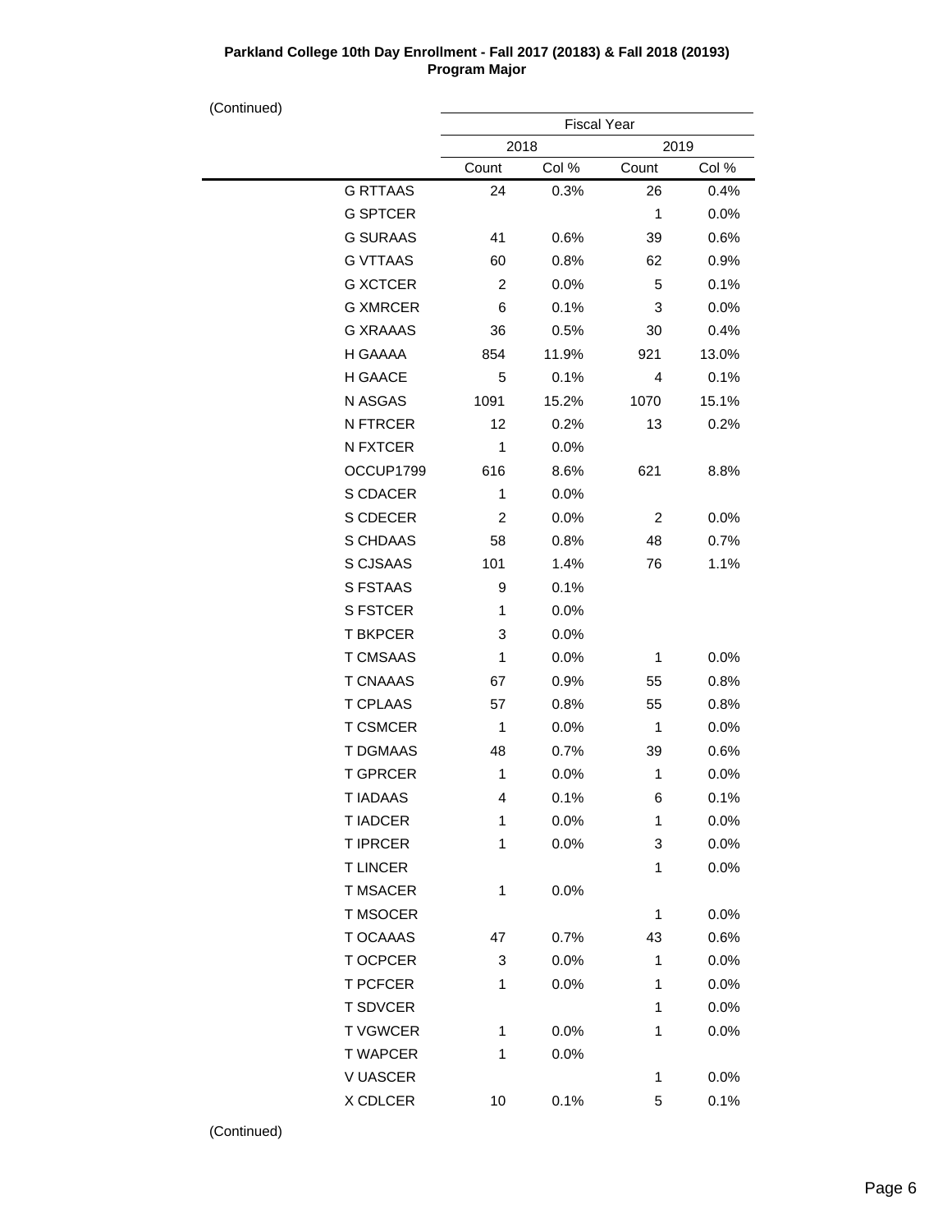**Parkland College 10th Day Enrollment - Fall 2017 (20183) & Fall 2018 (20193)**
**Program Major**

(Continued)

| | Fiscal Year | | | |
|---|---|---|---|---|
| | 2018 | | 2019 | |
| | Count | Col % | Count | Col % |
| G RTTAAS | 24 | 0.3% | 26 | 0.4% |
| G SPTCER | | | 1 | 0.0% |
| G SURAAS | 41 | 0.6% | 39 | 0.6% |
| G VTTAAS | 60 | 0.8% | 62 | 0.9% |
| G XCTCER | 2 | 0.0% | 5 | 0.1% |
| G XMRCER | 6 | 0.1% | 3 | 0.0% |
| G XRAAAS | 36 | 0.5% | 30 | 0.4% |
| H GAAAA | 854 | 11.9% | 921 | 13.0% |
| H GAACE | 5 | 0.1% | 4 | 0.1% |
| N ASGAS | 1091 | 15.2% | 1070 | 15.1% |
| N FTRCER | 12 | 0.2% | 13 | 0.2% |
| N FXTCER | 1 | 0.0% | | |
| OCCUP1799 | 616 | 8.6% | 621 | 8.8% |
| S CDACER | 1 | 0.0% | | |
| S CDECER | 2 | 0.0% | 2 | 0.0% |
| S CHDAAS | 58 | 0.8% | 48 | 0.7% |
| S CJSAAS | 101 | 1.4% | 76 | 1.1% |
| S FSTAAS | 9 | 0.1% | | |
| S FSTCER | 1 | 0.0% | | |
| T BKPCER | 3 | 0.0% | | |
| T CMSAAS | 1 | 0.0% | 1 | 0.0% |
| T CNAAAS | 67 | 0.9% | 55 | 0.8% |
| T CPLAAS | 57 | 0.8% | 55 | 0.8% |
| T CSMCER | 1 | 0.0% | 1 | 0.0% |
| T DGMAAS | 48 | 0.7% | 39 | 0.6% |
| T GPRCER | 1 | 0.0% | 1 | 0.0% |
| T IADAAS | 4 | 0.1% | 6 | 0.1% |
| T IADCER | 1 | 0.0% | 1 | 0.0% |
| T IPRCER | 1 | 0.0% | 3 | 0.0% |
| T LINCER | | | 1 | 0.0% |
| T MSACER | 1 | 0.0% | | |
| T MSOCER | | | 1 | 0.0% |
| T OCAAAS | 47 | 0.7% | 43 | 0.6% |
| T OCPCER | 3 | 0.0% | 1 | 0.0% |
| T PCFCER | 1 | 0.0% | 1 | 0.0% |
| T SDVCER | | | 1 | 0.0% |
| T VGWCER | 1 | 0.0% | 1 | 0.0% |
| T WAPCER | 1 | 0.0% | | |
| V UASCER | | | 1 | 0.0% |
| X CDLCER | 10 | 0.1% | 5 | 0.1% |

(Continued)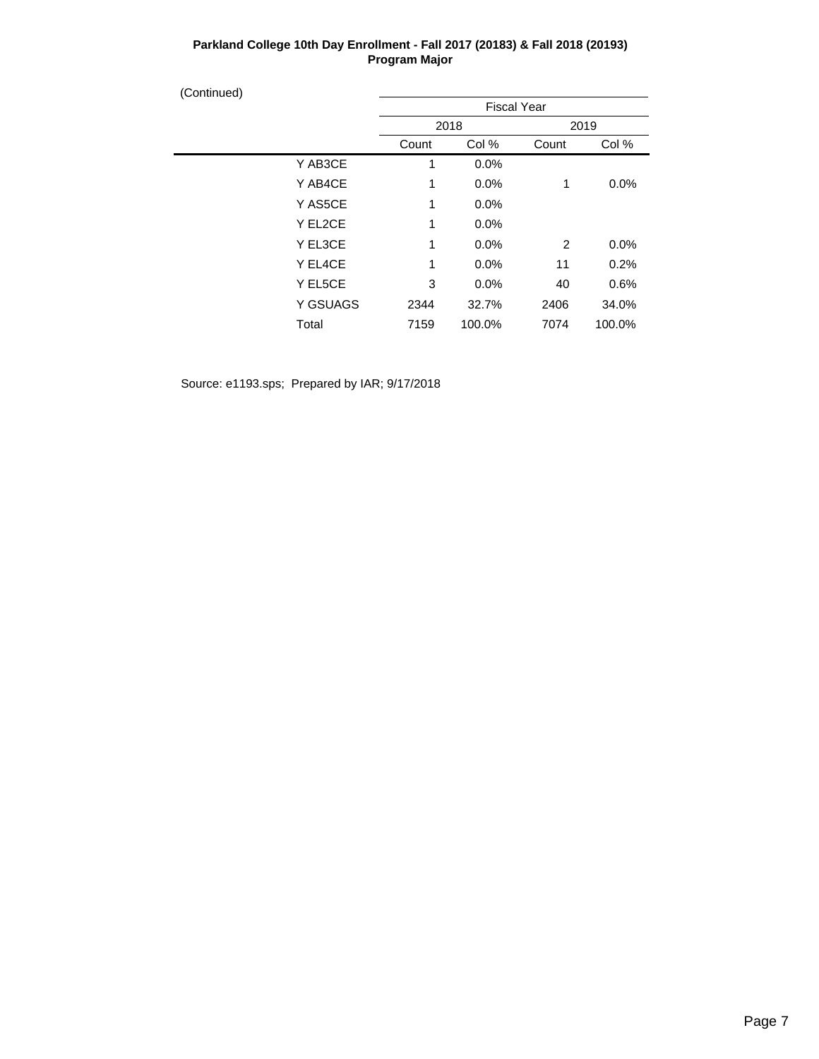**Parkland College 10th Day Enrollment - Fall 2017 (20183) & Fall 2018 (20193)**
**Program Major**

(Continued)

| | Fiscal Year | | | |
|---|---|---|---|---|
| | 2018 | | 2019 | |
| | Count | Col % | Count | Col % |
| Y AB3CE | 1 | 0.0% | | |
| Y AB4CE | 1 | 0.0% | 1 | 0.0% |
| Y AS5CE | 1 | 0.0% | | |
| Y EL2CE | 1 | 0.0% | | |
| Y EL3CE | 1 | 0.0% | 2 | 0.0% |
| Y EL4CE | 1 | 0.0% | 11 | 0.2% |
| Y EL5CE | 3 | 0.0% | 40 | 0.6% |
| Y GSUAGS | 2344 | 32.7% | 2406 | 34.0% |
| Total | 7159 | 100.0% | 7074 | 100.0% |

Source: e1193.sps; Prepared by IAR; 9/17/2018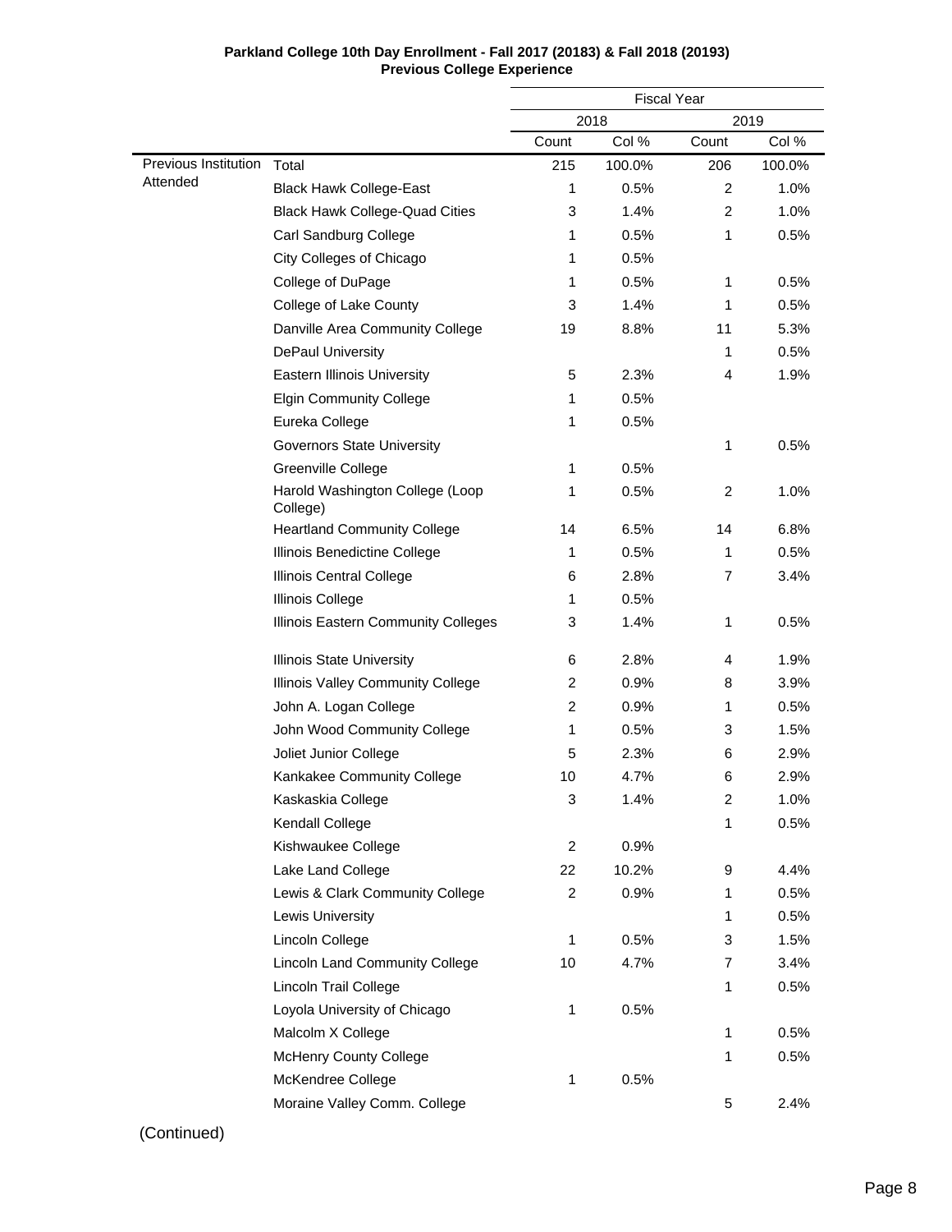**Parkland College 10th Day Enrollment - Fall 2017 (20183) & Fall 2018 (20193)**
**Previous College Experience**

| | | Fiscal Year | | | |
|---|---|---|---|---|---|
| | | 2018 | | 2019 | |
| | | Count | Col % | Count | Col % |
| Previous Institution Attended | Total | 215 | 100.0% | 206 | 100.0% |
| | Black Hawk College-East | 1 | 0.5% | 2 | 1.0% |
| | Black Hawk College-Quad Cities | 3 | 1.4% | 2 | 1.0% |
| | Carl Sandburg College | 1 | 0.5% | 1 | 0.5% |
| | City Colleges of Chicago | 1 | 0.5% | | |
| | College of DuPage | 1 | 0.5% | 1 | 0.5% |
| | College of Lake County | 3 | 1.4% | 1 | 0.5% |
| | Danville Area Community College | 19 | 8.8% | 11 | 5.3% |
| | DePaul University | | | 1 | 0.5% |
| | Eastern Illinois University | 5 | 2.3% | 4 | 1.9% |
| | Elgin Community College | 1 | 0.5% | | |
| | Eureka College | 1 | 0.5% | | |
| | Governors State University | | | 1 | 0.5% |
| | Greenville College | 1 | 0.5% | | |
| | Harold Washington College (Loop College) | 1 | 0.5% | 2 | 1.0% |
| | Heartland Community College | 14 | 6.5% | 14 | 6.8% |
| | Illinois Benedictine College | 1 | 0.5% | 1 | 0.5% |
| | Illinois Central College | 6 | 2.8% | 7 | 3.4% |
| | Illinois College | 1 | 0.5% | | |
| | Illinois Eastern Community Colleges | 3 | 1.4% | 1 | 0.5% |
| | Illinois State University | 6 | 2.8% | 4 | 1.9% |
| | Illinois Valley Community College | 2 | 0.9% | 8 | 3.9% |
| | John A. Logan College | 2 | 0.9% | 1 | 0.5% |
| | John Wood Community College | 1 | 0.5% | 3 | 1.5% |
| | Joliet Junior College | 5 | 2.3% | 6 | 2.9% |
| | Kankakee Community College | 10 | 4.7% | 6 | 2.9% |
| | Kaskaskia College | 3 | 1.4% | 2 | 1.0% |
| | Kendall College | | | 1 | 0.5% |
| | Kishwaukee College | 2 | 0.9% | | |
| | Lake Land College | 22 | 10.2% | 9 | 4.4% |
| | Lewis & Clark Community College | 2 | 0.9% | 1 | 0.5% |
| | Lewis University | | | 1 | 0.5% |
| | Lincoln College | 1 | 0.5% | 3 | 1.5% |
| | Lincoln Land Community College | 10 | 4.7% | 7 | 3.4% |
| | Lincoln Trail College | | | 1 | 0.5% |
| | Loyola University of Chicago | 1 | 0.5% | | |
| | Malcolm X College | | | 1 | 0.5% |
| | McHenry County College | | | 1 | 0.5% |
| | McKendree College | 1 | 0.5% | | |
| | Moraine Valley Comm. College | | | 5 | 2.4% |

(Continued)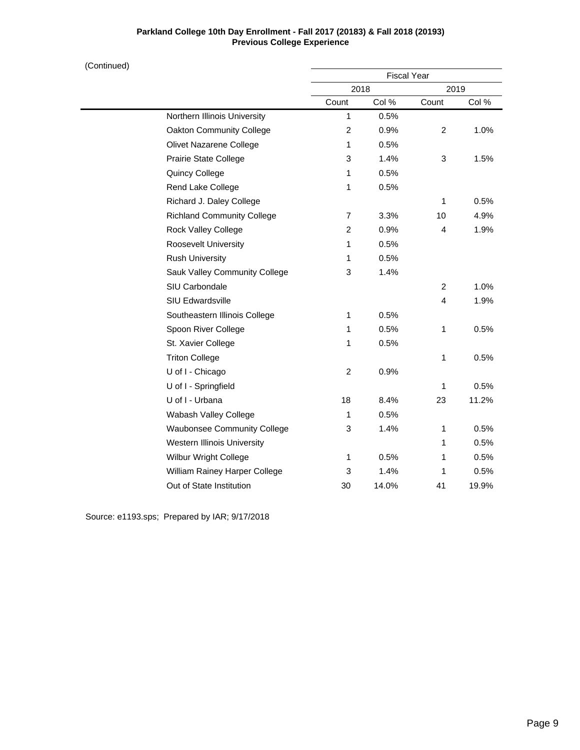**Parkland College 10th Day Enrollment - Fall 2017 (20183) & Fall 2018 (20193)**
**Previous College Experience**

(Continued)

| | Fiscal Year | | | |
|---|---|---|---|---|
| | 2018 | | 2019 | |
| | Count | Col % | Count | Col % |
| Northern Illinois University | 1 | 0.5% | | |
| Oakton Community College | 2 | 0.9% | 2 | 1.0% |
| Olivet Nazarene College | 1 | 0.5% | | |
| Prairie State College | 3 | 1.4% | 3 | 1.5% |
| Quincy College | 1 | 0.5% | | |
| Rend Lake College | 1 | 0.5% | | |
| Richard J. Daley College | | | 1 | 0.5% |
| Richland Community College | 7 | 3.3% | 10 | 4.9% |
| Rock Valley College | 2 | 0.9% | 4 | 1.9% |
| Roosevelt University | 1 | 0.5% | | |
| Rush University | 1 | 0.5% | | |
| Sauk Valley Community College | 3 | 1.4% | | |
| SIU Carbondale | | | 2 | 1.0% |
| SIU Edwardsville | | | 4 | 1.9% |
| Southeastern Illinois College | 1 | 0.5% | | |
| Spoon River College | 1 | 0.5% | 1 | 0.5% |
| St. Xavier College | 1 | 0.5% | | |
| Triton College | | | 1 | 0.5% |
| U of I - Chicago | 2 | 0.9% | | |
| U of I - Springfield | | | 1 | 0.5% |
| U of I - Urbana | 18 | 8.4% | 23 | 11.2% |
| Wabash Valley College | 1 | 0.5% | | |
| Waubonsee Community College | 3 | 1.4% | 1 | 0.5% |
| Western Illinois University | | | 1 | 0.5% |
| Wilbur Wright College | 1 | 0.5% | 1 | 0.5% |
| William Rainey Harper College | 3 | 1.4% | 1 | 0.5% |
| Out of State Institution | 30 | 14.0% | 41 | 19.9% |

Source: e1193.sps; Prepared by IAR; 9/17/2018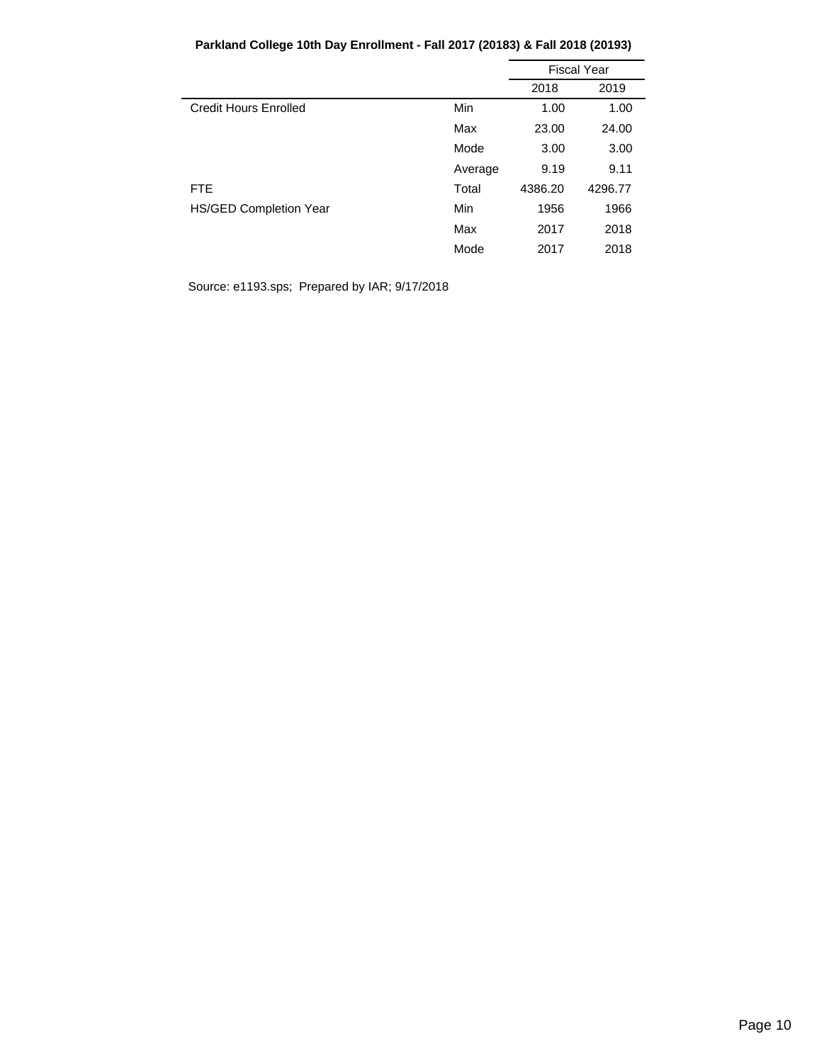**Parkland College 10th Day Enrollment - Fall 2017 (20183) & Fall 2018 (20193)**

| | | Fiscal Year | |
|---|---|---|---|
| | | 2018 | 2019 |
| Credit Hours Enrolled | Min | 1.00 | 1.00 |
| | Max | 23.00 | 24.00 |
| | Mode | 3.00 | 3.00 |
| | Average | 9.19 | 9.11 |
| FTE | Total | 4386.20 | 4296.77 |
| HS/GED Completion Year | Min | 1956 | 1966 |
| | Max | 2017 | 2018 |
| | Mode | 2017 | 2018 |

Source: e1193.sps; Prepared by IAR; 9/17/2018